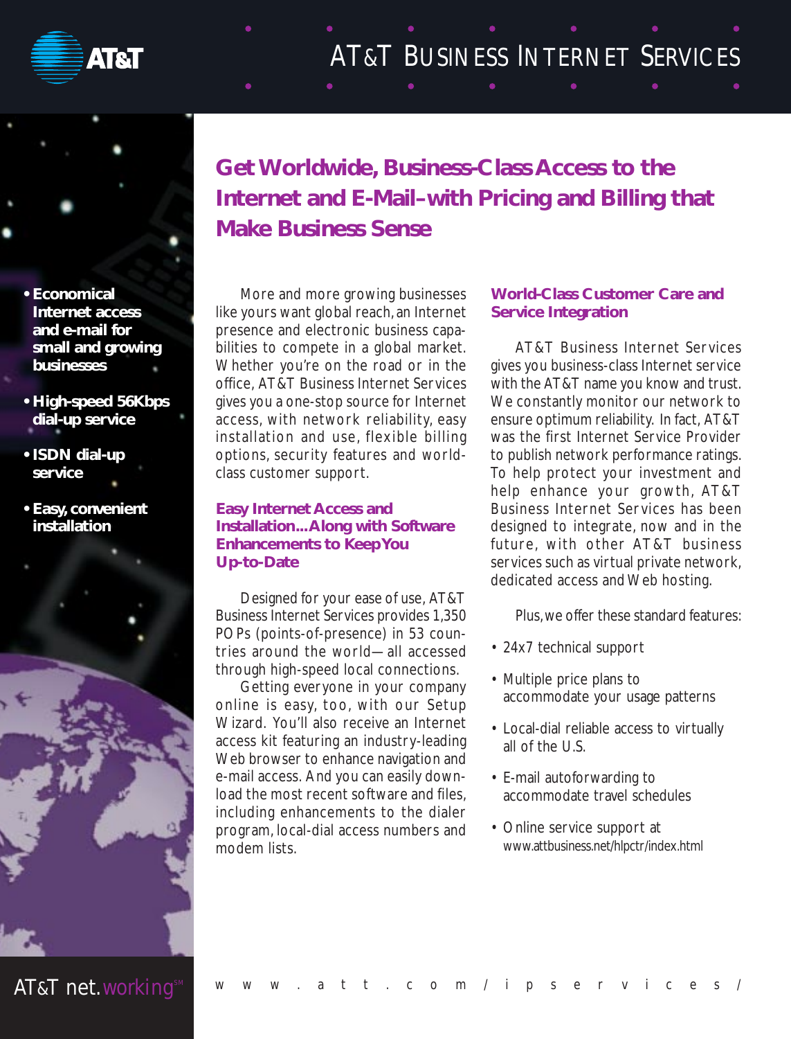# AT&T Business Internet Services

## Get Worldwide, Business-Class Access to the Internet and E-Mail–with Pricing and Billing that Make Business Sense

- **Economical Internet access and e-mail for small and growing businesses**
- **High-speed 56Kbps dial-up service**
- **ISDN dial-up service**
- **Easy, convenient installation**

More and more growing businesses like yours want global reach, an Internet presence and electronic business capabilities to compete in a global market. Whether you're on the road or in the office, AT&T Business Internet Services gives you a one-stop source for Internet access, with network reliability, easy installation and use, flexible billing options, security features and world-class customer support.

### Easy Internet Access and Installation...Along with Software Enhancements to Keep You Up-to-Date

Designed for your ease of use, AT&T Business Internet Services provides 1,350 POPs (points-of-presence) in 53 countries around the world—all accessed through high-speed local connections.

Getting everyone in your company online is easy, too, with our Setup Wizard. You'll also receive an Internet access kit featuring an industry-leading Web browser to enhance navigation and e-mail access. And you can easily download the most recent software and files, including enhancements to the dialer program, local-dial access numbers and modem lists.

### World-Class Customer Care and Service Integration

AT&T Business Internet Services gives you business-class Internet service with the AT&T name you know and trust. We constantly monitor our network to ensure optimum reliability. In fact, AT&T was the first Internet Service Provider to publish network performance ratings. To help protect your investment and help enhance your growth, AT&T Business Internet Services has been designed to integrate, now and in the future, with other AT&T business services such as virtual private network, dedicated access and Web hosting.

Plus, we offer these standard features:

- 24x7 technical support
- Multiple price plans to accommodate your usage patterns
- Local-dial reliable access to virtually all of the U.S.
- E-mail autoforwarding to accommodate travel schedules
- Online service support at www.attbusiness.net/hlpctr/index.html

AT&T net.working℠

www.att.com/ipservices/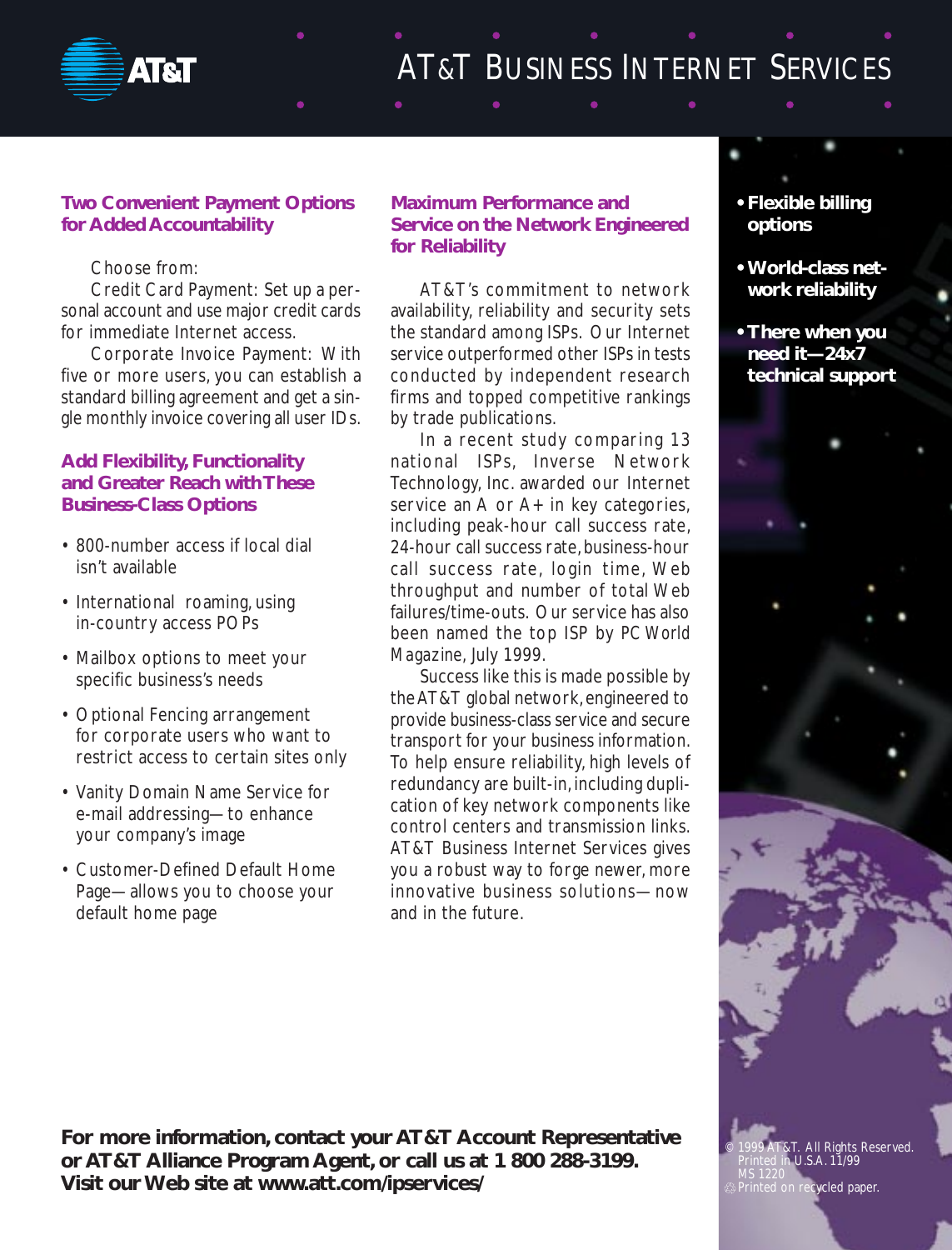# AT&T BUSINESS INTERNET SERVICES

## Two Convenient Payment Options for Added Accountability

Choose from:

Credit Card Payment: Set up a personal account and use major credit cards for immediate Internet access.

Corporate Invoice Payment: With five or more users, you can establish a standard billing agreement and get a single monthly invoice covering all user IDs.

## Add Flexibility, Functionality and Greater Reach with These Business-Class Options

- 800-number access if local dial isn't available
- International roaming, using in-country access POPs
- Mailbox options to meet your specific business's needs
- Optional Fencing arrangement for corporate users who want to restrict access to certain sites only
- Vanity Domain Name Service for e-mail addressing—to enhance your company's image
- Customer-Defined Default Home Page—allows you to choose your default home page

## Maximum Performance and Service on the Network Engineered for Reliability

AT&T's commitment to network availability, reliability and security sets the standard among ISPs. Our Internet service outperformed other ISPs in tests conducted by independent research firms and topped competitive rankings by trade publications.

In a recent study comparing 13 national ISPs, Inverse Network Technology, Inc. awarded our Internet service an A or A+ in key categories, including peak-hour call success rate, 24-hour call success rate, business-hour call success rate, login time, Web throughput and number of total Web failures/time-outs. Our service has also been named the top ISP by PC World Magazine, July 1999.

Success like this is made possible by the AT&T global network, engineered to provide business-class service and secure transport for your business information. To help ensure reliability, high levels of redundancy are built-in, including duplication of key network components like control centers and transmission links. AT&T Business Internet Services gives you a robust way to forge newer, more innovative business solutions—now and in the future.

- **Flexible billing options**
- **World-class network reliability**
- **There when you need it—24x7 technical support**

**For more information, contact your AT&T Account Representative or AT&T Alliance Program Agent, or call us at 1 800 288-3199. Visit our Web site at www.att.com/ipservices/**

© 1999 AT&T. All Rights Reserved.
Printed in U.S.A. 11/99
MS 1220
Printed on recycled paper.